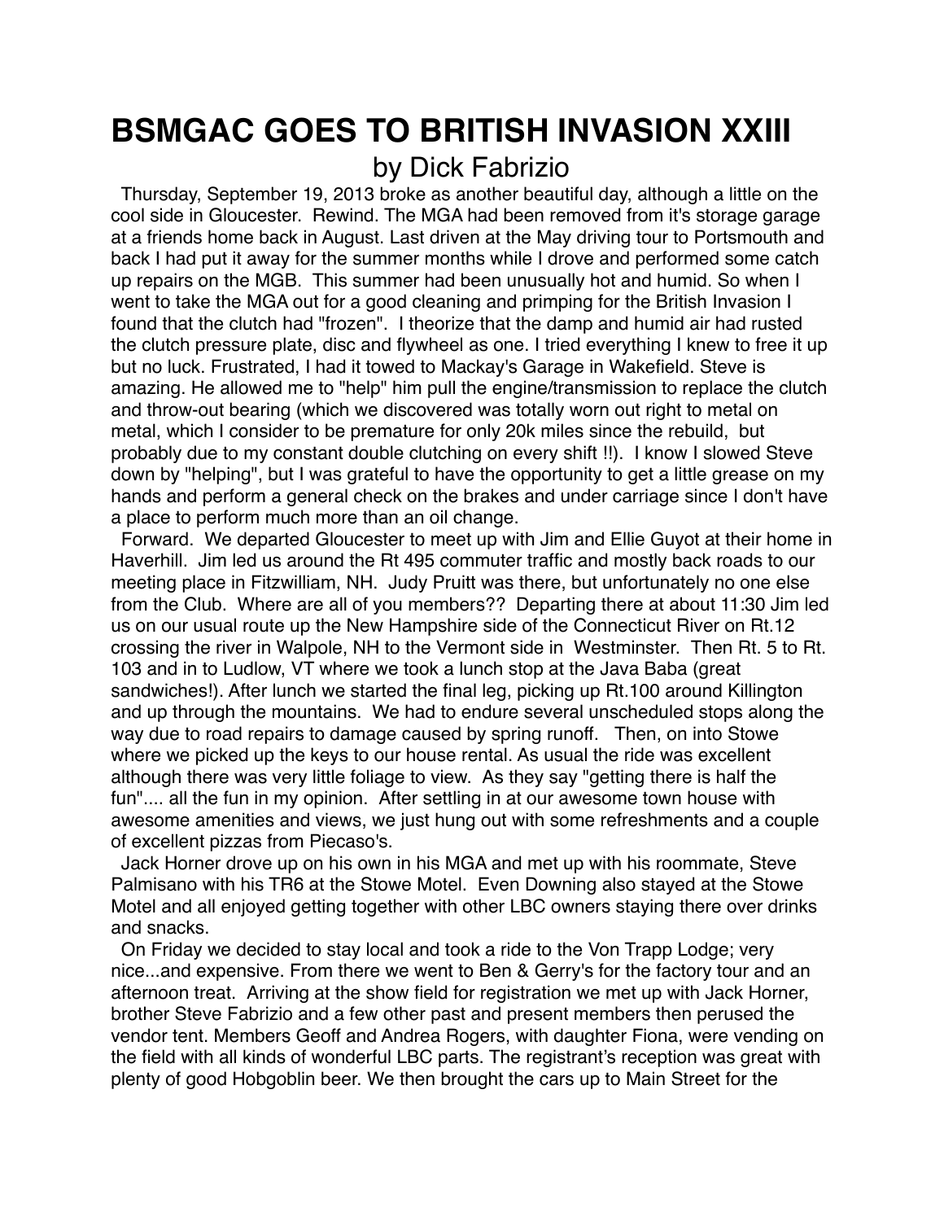# BSMGAC GOES TO BRITISH INVASION XXIII

by Dick Fabrizio

Thursday, September 19, 2013 broke as another beautiful day, although a little on the cool side in Gloucester. Rewind. The MGA had been removed from it's storage garage at a friends home back in August. Last driven at the May driving tour to Portsmouth and back I had put it away for the summer months while I drove and performed some catch up repairs on the MGB. This summer had been unusually hot and humid. So when I went to take the MGA out for a good cleaning and primping for the British Invasion I found that the clutch had "frozen". I theorize that the damp and humid air had rusted the clutch pressure plate, disc and flywheel as one. I tried everything I knew to free it up but no luck. Frustrated, I had it towed to Mackay's Garage in Wakefield. Steve is amazing. He allowed me to "help" him pull the engine/transmission to replace the clutch and throw-out bearing (which we discovered was totally worn out right to metal on metal, which I consider to be premature for only 20k miles since the rebuild, but probably due to my constant double clutching on every shift !!). I know I slowed Steve down by "helping", but I was grateful to have the opportunity to get a little grease on my hands and perform a general check on the brakes and under carriage since I don't have a place to perform much more than an oil change.

Forward. We departed Gloucester to meet up with Jim and Ellie Guyot at their home in Haverhill. Jim led us around the Rt 495 commuter traffic and mostly back roads to our meeting place in Fitzwilliam, NH. Judy Pruitt was there, but unfortunately no one else from the Club. Where are all of you members?? Departing there at about 11:30 Jim led us on our usual route up the New Hampshire side of the Connecticut River on Rt.12 crossing the river in Walpole, NH to the Vermont side in Westminster. Then Rt. 5 to Rt. 103 and in to Ludlow, VT where we took a lunch stop at the Java Baba (great sandwiches!). After lunch we started the final leg, picking up Rt.100 around Killington and up through the mountains. We had to endure several unscheduled stops along the way due to road repairs to damage caused by spring runoff. Then, on into Stowe where we picked up the keys to our house rental. As usual the ride was excellent although there was very little foliage to view. As they say "getting there is half the fun".... all the fun in my opinion. After settling in at our awesome town house with awesome amenities and views, we just hung out with some refreshments and a couple of excellent pizzas from Piecaso's.

Jack Horner drove up on his own in his MGA and met up with his roommate, Steve Palmisano with his TR6 at the Stowe Motel. Even Downing also stayed at the Stowe Motel and all enjoyed getting together with other LBC owners staying there over drinks and snacks.

On Friday we decided to stay local and took a ride to the Von Trapp Lodge; very nice...and expensive. From there we went to Ben & Gerry's for the factory tour and an afternoon treat. Arriving at the show field for registration we met up with Jack Horner, brother Steve Fabrizio and a few other past and present members then perused the vendor tent. Members Geoff and Andrea Rogers, with daughter Fiona, were vending on the field with all kinds of wonderful LBC parts. The registrant's reception was great with plenty of good Hobgoblin beer. We then brought the cars up to Main Street for the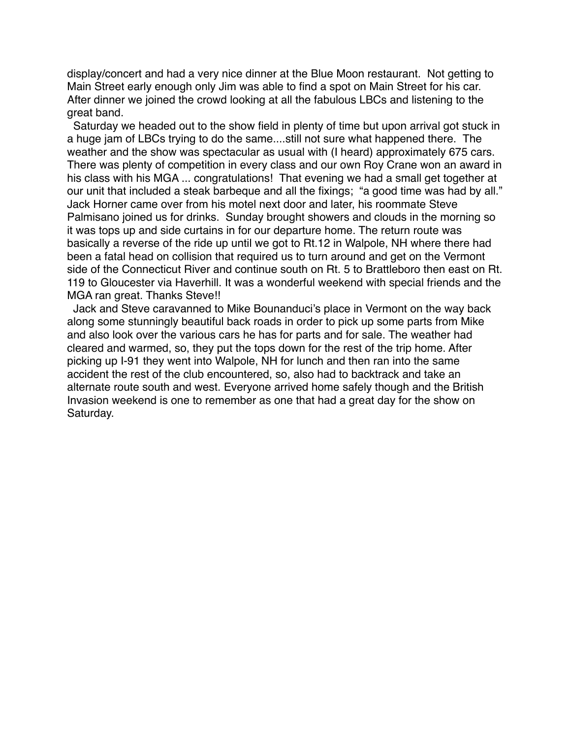display/concert and had a very nice dinner at the Blue Moon restaurant. Not getting to Main Street early enough only Jim was able to find a spot on Main Street for his car. After dinner we joined the crowd looking at all the fabulous LBCs and listening to the great band.

Saturday we headed out to the show field in plenty of time but upon arrival got stuck in a huge jam of LBCs trying to do the same....still not sure what happened there. The weather and the show was spectacular as usual with (I heard) approximately 675 cars. There was plenty of competition in every class and our own Roy Crane won an award in his class with his MGA ... congratulations! That evening we had a small get together at our unit that included a steak barbeque and all the fixings; "a good time was had by all." Jack Horner came over from his motel next door and later, his roommate Steve Palmisano joined us for drinks. Sunday brought showers and clouds in the morning so it was tops up and side curtains in for our departure home. The return route was basically a reverse of the ride up until we got to Rt.12 in Walpole, NH where there had been a fatal head on collision that required us to turn around and get on the Vermont side of the Connecticut River and continue south on Rt. 5 to Brattleboro then east on Rt. 119 to Gloucester via Haverhill. It was a wonderful weekend with special friends and the MGA ran great. Thanks Steve!!

Jack and Steve caravanned to Mike Bounanduci's place in Vermont on the way back along some stunningly beautiful back roads in order to pick up some parts from Mike and also look over the various cars he has for parts and for sale. The weather had cleared and warmed, so, they put the tops down for the rest of the trip home. After picking up I-91 they went into Walpole, NH for lunch and then ran into the same accident the rest of the club encountered, so, also had to backtrack and take an alternate route south and west. Everyone arrived home safely though and the British Invasion weekend is one to remember as one that had a great day for the show on Saturday.